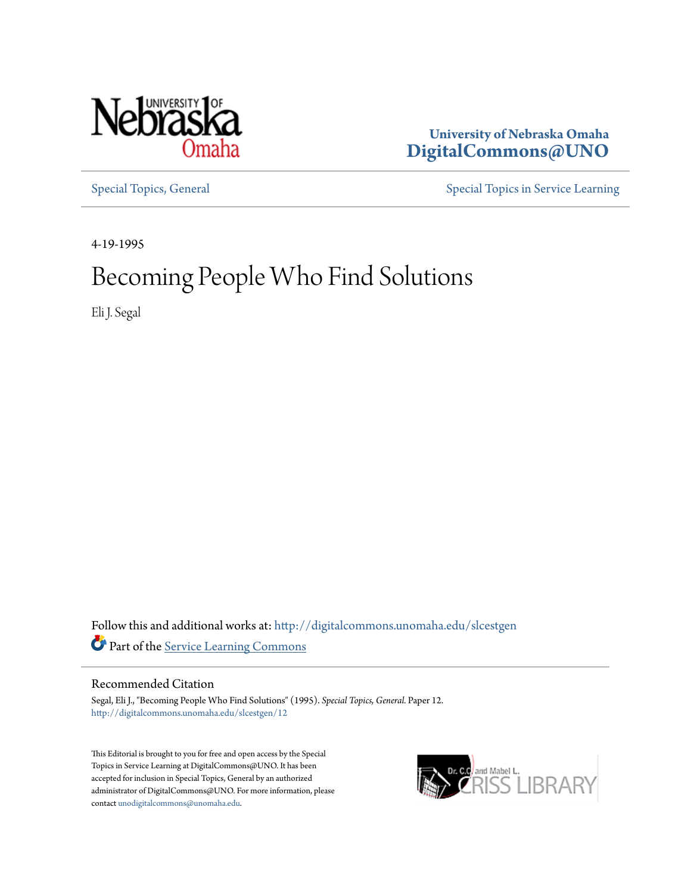University of Nebraska Omaha
**DigitalCommons@UNO**

Special Topics, General | Special Topics in Service Learning

4-19-1995

# Becoming People Who Find Solutions

Eli J. Segal

Follow this and additional works at: http://digitalcommons.unomaha.edu/slcestgen

Part of the Service Learning Commons

## Recommended Citation

Segal, Eli J., "Becoming People Who Find Solutions" (1995). *Special Topics, General*. Paper 12.
http://digitalcommons.unomaha.edu/slcestgen/12

This Editorial is brought to you for free and open access by the Special Topics in Service Learning at DigitalCommons@UNO. It has been accepted for inclusion in Special Topics, General by an authorized administrator of DigitalCommons@UNO. For more information, please contact unodigitalcommons@unomaha.edu.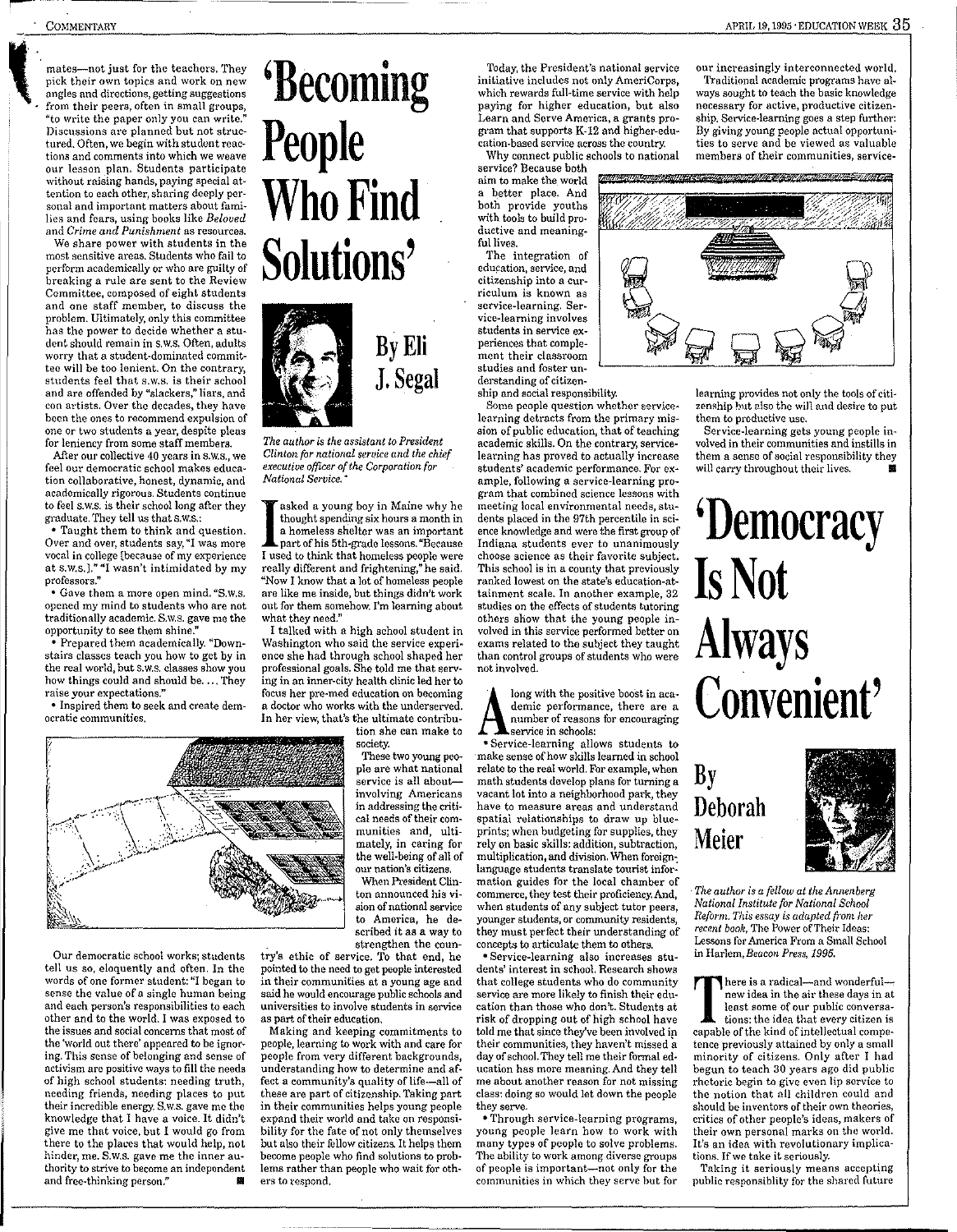mates—not just for the teachers. They pick their own topics and work on new angles and directions, getting suggestions from their peers, often in small groups, "to write the paper only you can write." Discussions are planned but not structured. Often, we begin with student reactions and comments into which we weave our lesson plan. Students participate without raising hands, paying special attention to each other, sharing deeply personal and important matters about families and fears, using books like *Beloved* and *Crime and Punishment* as resources.

We share power with students in the most sensitive areas. Students who fail to perform academically or who are guilty of breaking a rule are sent to the Review Committee, composed of eight students and one staff member, to discuss the problem. Ultimately, only this committee has the power to decide whether a student should remain in S.W.S. Often, adults worry that a student-dominated committee will be too lenient. On the contrary, students feel that S.W.S. is their school and are offended by "slackers," liars, and con artists. Over the decades, they have been the ones to recommend expulsion of one or two students a year, despite pleas for leniency from some staff members.

After our collective 40 years in S.W.S., we feel our democratic school makes education collaborative, honest, dynamic, and academically rigorous. Students continue to feel S.W.S. is their school long after they graduate. They tell us that S.W.S.:

• Taught them to think and question. Over and over, students say, "I was more vocal in college [because of my experience at S.W.S.]." "I wasn't intimidated by my professors."

• Gave them a more open mind. "S.W.S. opened my mind to students who are not traditionally academic. S.W.S. gave me the opportunity to see them shine."

• Prepared them academically. "Downstairs classes teach you how to get by in the real world, but S.W.S. classes show you how things could and should be. ... They raise your expectations."

• Inspired them to seek and create democratic communities.

Our democratic school works; students tell us so, eloquently and often. In the words of one former student: "I began to sense the value of a single human being and each person's responsibilities to each other and to the world. I was exposed to the issues and social concerns that most of the 'world out there' appeared to be ignoring. This sense of belonging and sense of activism are positive ways to fill the needs of high school students: needing truth, needing friends, needing places to put their incredible energy. S.W.S. gave me the knowledge that I have a voice. It didn't give me that voice, but I would go from there to the places that would help, not hinder, me. S.W.S. gave me the inner authority to strive to become an independent and free-thinking person." ■

# 'Becoming People Who Find Solutions'

## By Eli J. Segal

*The author is the assistant to President Clinton for national service and the chief executive officer of the Corporation for National Service.*

I asked a young boy in Maine why he thought spending six hours a month in a homeless shelter was an important part of his 5th-grade lessons. "Because I used to think that homeless people were really different and frightening," he said. "Now I know that a lot of homeless people are like me inside, but things didn't work out for them somehow. I'm learning about what they need."

I talked with a high school student in Washington who said the service experience she had through school shaped her professional goals. She told me that serving in an inner-city health clinic led her to focus her pre-med education on becoming a doctor who works with the underserved. In her view, that's the ultimate contribution she can make to society.

These two young people are what national service is all about—involving Americans in addressing the critical needs of their communities and, ultimately, in caring for the well-being of all of our nation's citizens.

When President Clinton announced his vision of national service to America, he described it as a way to strengthen the country's ethic of service. To that end, he pointed to the need to get people interested in their communities at a young age and said he would encourage public schools and universities to involve students in service as part of their education.

Making and keeping commitments to people, learning to work with and care for people from very different backgrounds, understanding how to determine and affect a community's quality of life—all of these are part of citizenship. Taking part in their communities helps young people expand their world and take on responsibility for the fate of not only themselves but also their fellow citizens. It helps them become people who find solutions to problems rather than people who wait for others to respond.

Today, the President's national service initiative includes not only AmeriCorps, which rewards full-time service with help paying for higher education, but also Learn and Serve America, a grants program that supports K-12 and higher-education-based service across the country.

Why connect public schools to national service? Because both aim to make the world a better place. And both provide youths with tools to build productive and meaningful lives.

The integration of education, service, and citizenship into a curriculum is known as service-learning. Service-learning involves students in service experiences that complement their classroom studies and foster understanding of citizenship and social responsibility.

Some people question whether service-learning detracts from the primary mission of public education, that of teaching academic skills. On the contrary, service-learning has proved to actually increase students' academic performance. For example, following a service-learning program that combined science lessons with meeting local environmental needs, students placed in the 97th percentile in science knowledge and were the first group of Indiana students ever to unanimously choose science as their favorite subject. This school is in a county that previously ranked lowest on the state's education-attainment scale. In another example, 32 studies on the effects of students tutoring others show that the young people involved in this service performed better on exams related to the subject they taught than control groups of students who were not involved.

Along with the positive boost in academic performance, there are a number of reasons for encouraging service in schools:

• Service-learning allows students to make sense of how skills learned in school relate to the real world. For example, when math students develop plans for turning a vacant lot into a neighborhood park, they have to measure areas and understand spatial relationships to draw up blueprints; when budgeting for supplies, they rely on basic skills: addition, subtraction, multiplication, and division. When foreign-language students translate tourist information guides for the local chamber of commerce, they test their proficiency. And, when students of any subject tutor peers, younger students, or community residents, they must perfect their understanding of concepts to articulate them to others.

• Service-learning also increases students' interest in school. Research shows that college students who do community service are more likely to finish their education than those who don't. Students at risk of dropping out of high school have told me that since they've been involved in their communities, they haven't missed a day of school. They tell me their formal education has more meaning. And they tell me about another reason for not missing class: doing so would let down the people they serve.

• Through service-learning programs, young people learn how to work with many types of people to solve problems. The ability to work among diverse groups of people is important—not only for the communities in which they serve but for our increasingly interconnected world.

Traditional academic programs have always sought to teach the basic knowledge necessary for active, productive citizenship. Service-learning goes a step further: By giving young people actual opportunities to serve and be viewed as valuable members of their communities, service-learning provides not only the tools of citizenship but also the will and desire to put them to productive use.

Service-learning gets young people involved in their communities and instills in them a sense of social responsibility they will carry throughout their lives. ■

# 'Democracy Is Not Always Convenient'

## By Deborah Meier

*The author is a fellow at the Annenberg National Institute for National School Reform. This essay is adapted from her recent book,* The Power of Their Ideas: Lessons for America From a Small School in Harlem, *Beacon Press, 1995.*

There is a radical—and wonderful—new idea in the air these days in at least some of our public conversations: the idea that every citizen is capable of the kind of intellectual competence previously attained by only a small minority of citizens. Only after I had begun to teach 30 years ago did public rhetoric begin to give even lip service to the notion that all children could and should be inventors of their own theories, critics of other people's ideas, makers of their own personal marks on the world. It's an idea with revolutionary implications. If we take it seriously.

Taking it seriously means accepting public responsiblity for the shared future